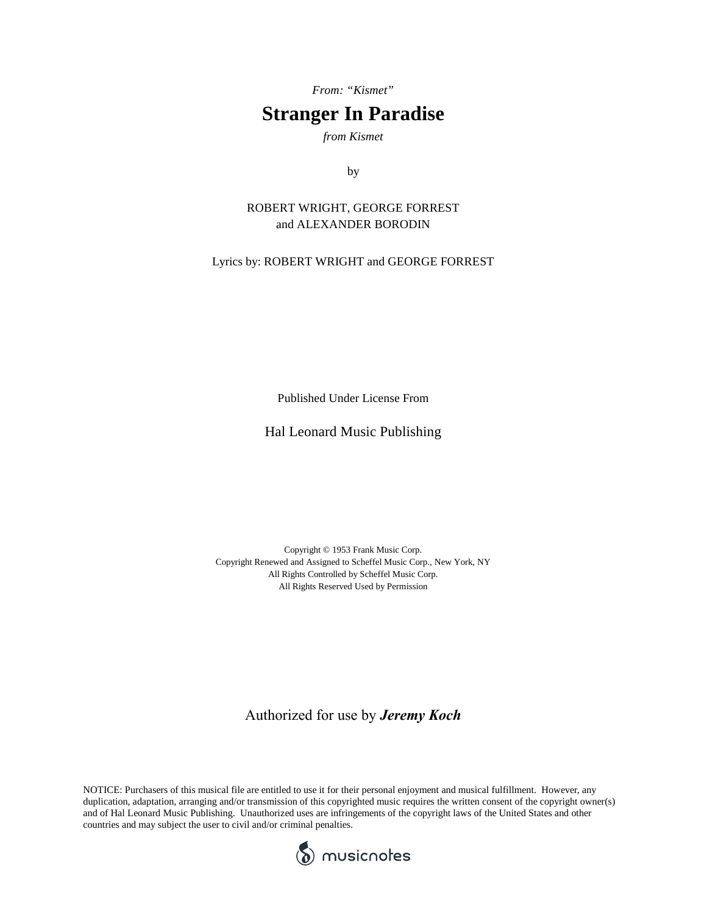*From: "Kismet"*

# Stranger In Paradise

*from Kismet*

by

ROBERT WRIGHT, GEORGE FORREST
and ALEXANDER BORODIN

Lyrics by: ROBERT WRIGHT and GEORGE FORREST

Published Under License From

Hal Leonard Music Publishing

Copyright © 1953 Frank Music Corp.
Copyright Renewed and Assigned to Scheffel Music Corp., New York, NY
All Rights Controlled by Scheffel Music Corp.
All Rights Reserved Used by Permission

Authorized for use by ***Jeremy Koch***

NOTICE: Purchasers of this musical file are entitled to use it for their personal enjoyment and musical fulfillment. However, any duplication, adaptation, arranging and/or transmission of this copyrighted music requires the written consent of the copyright owner(s) and of Hal Leonard Music Publishing. Unauthorized uses are infringements of the copyright laws of the United States and other countries and may subject the user to civil and/or criminal penalties.

musicnotes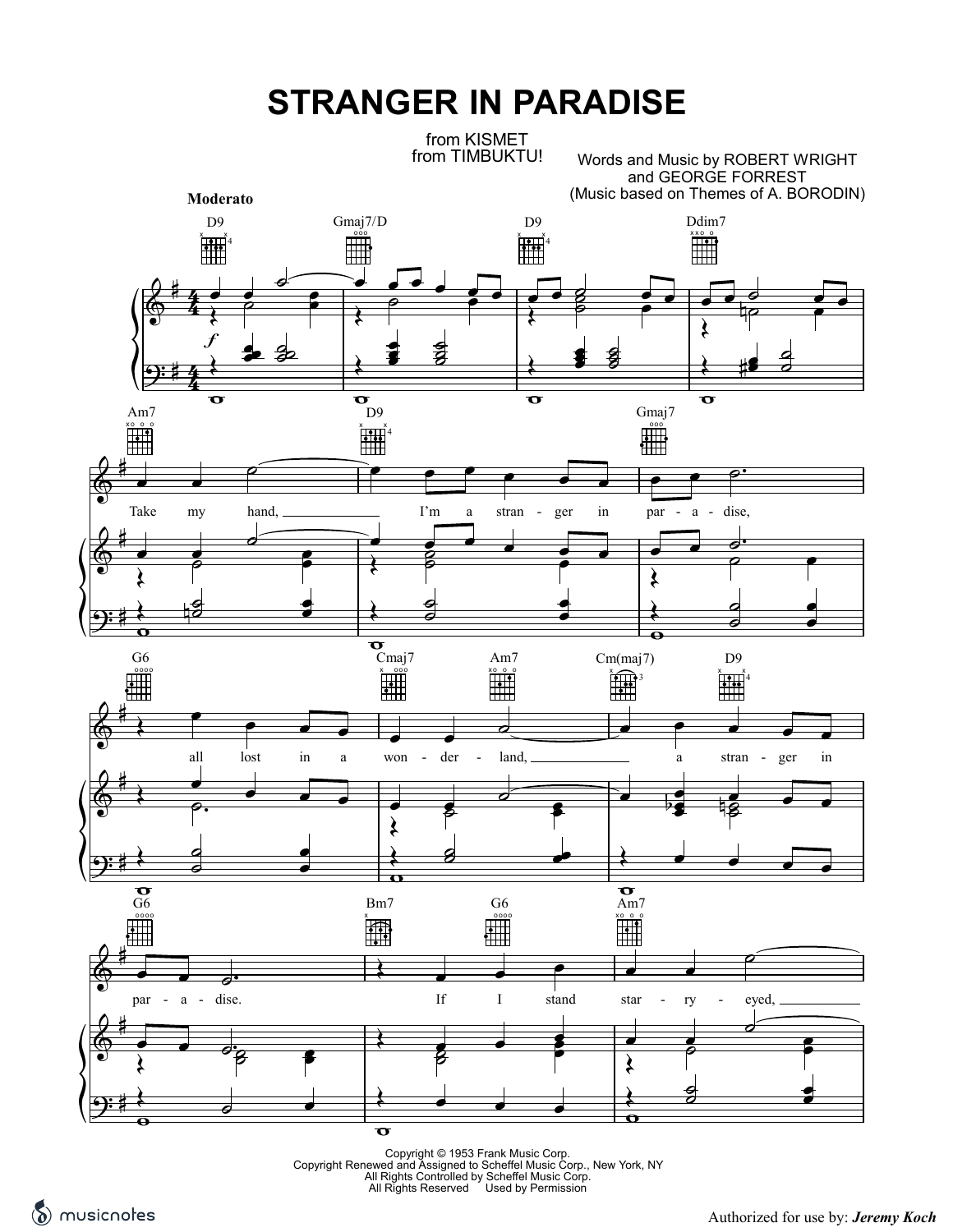# STRANGER IN PARADISE

from KISMET
from TIMBUKTU!

Words and Music by ROBERT WRIGHT
and GEORGE FORREST
(Music based on Themes of A. BORODIN)

**Moderato**

D9 Gmaj7/D D9 Ddim7

Am7 D9 Gmaj7

Take my hand, I'm a stran - ger in par - a - dise,

G6 Cmaj7 Am7 Cm(maj7) D9

all lost in a won - der - land, a stran - ger in

G6 Bm7 G6 Am7

par - a - dise. If I stand star - ry - eyed,

Copyright © 1953 Frank Music Corp.
Copyright Renewed and Assigned to Scheffel Music Corp., New York, NY
All Rights Controlled by Scheffel Music Corp.
All Rights Reserved Used by Permission

Authorized for use by: *Jeremy Koch*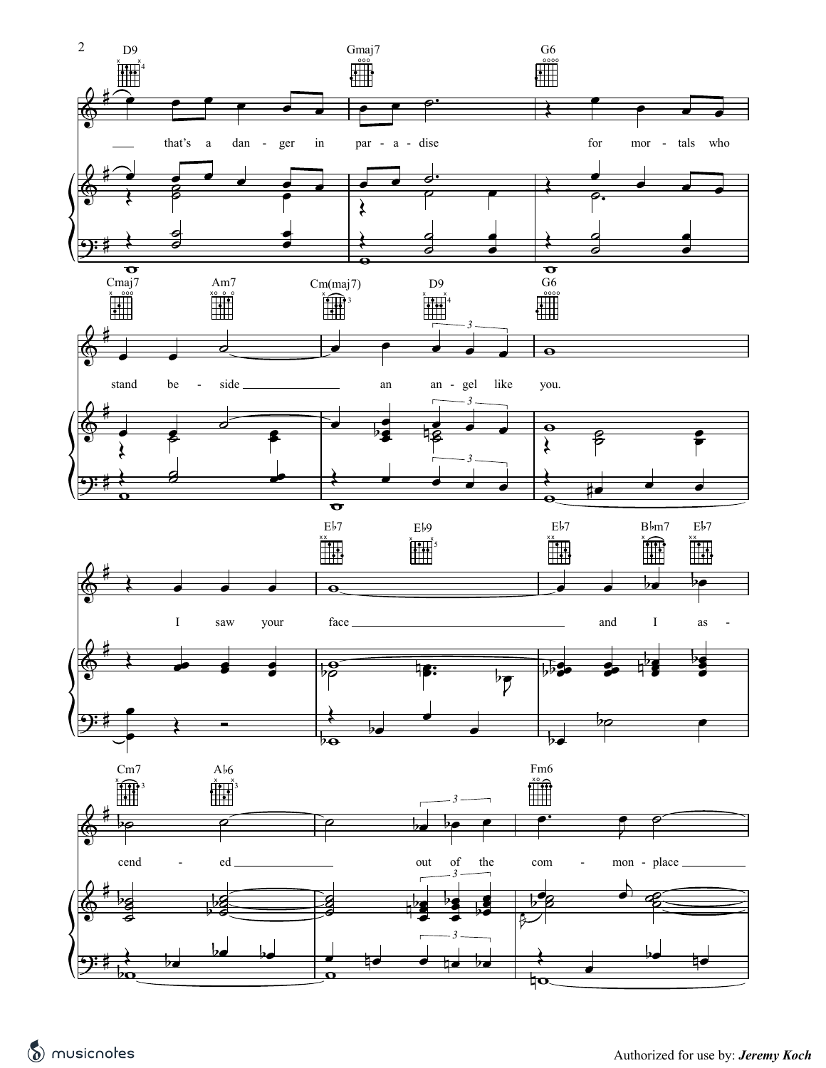D9 Gmaj7 G6

that's a danger in paradise for mortals who

Cmaj7 Am7 Cm(maj7) D9 G6

stand beside an angel like you.

E♭7 E♭9 E♭7 B♭m7 E♭7

I saw your face and I as-

Cm7 A♭6 Fm6

cended out of the commonplace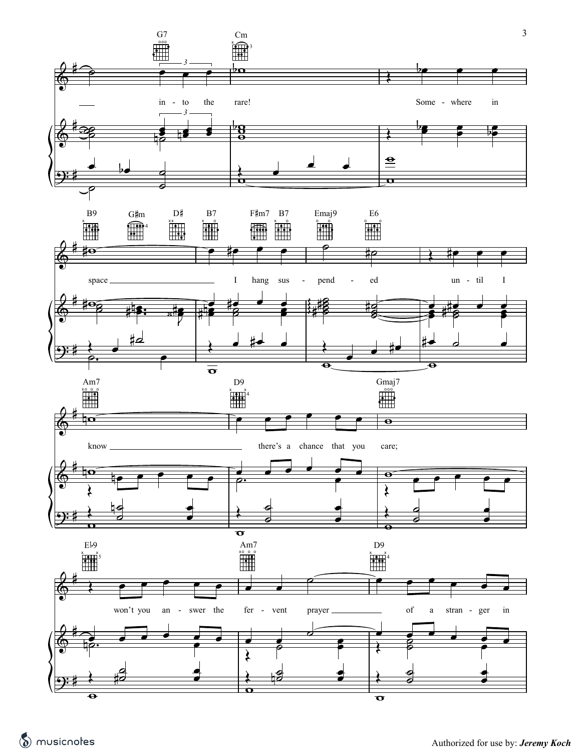G7 Cm

into the rare! Some-where in

B9 G♯m D♯ B7 F♯m7 B7 Emaj9 E6

space I hang sus-pend-ed un-til I

Am7 D9 Gmaj7

know there's a chance that you care;

E♭9 Am7 D9

won't you an-swer the fer-vent prayer of a stran-ger in

Authorized for use by: ***Jeremy Koch***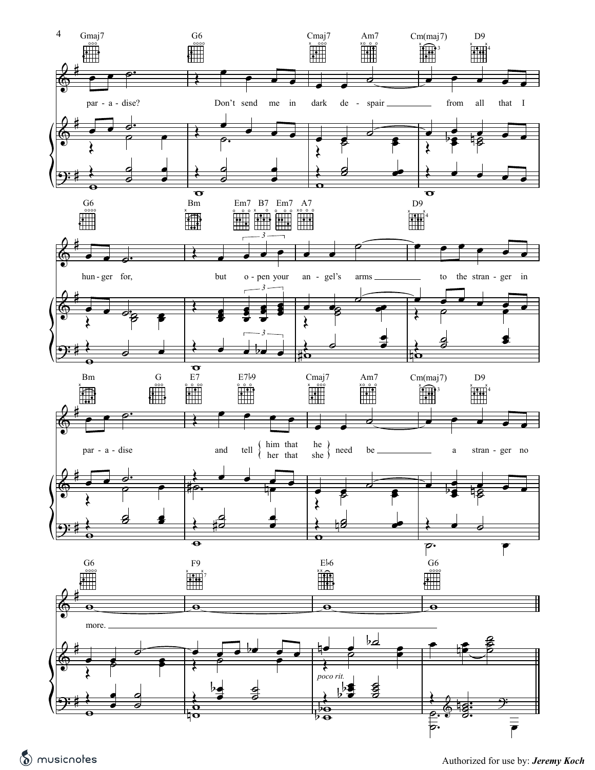Gmaj7 G6 Cmaj7 Am7 Cm(maj7) D9

par - a - dise? Don't send me in dark de - spair from all that I

G6 Bm Em7 B7 Em7 A7 D9

hun - ger for, but o - pen your an - gel's arms to the stran - ger in

Bm G E7 E7♭9 Cmaj7 Am7 Cm(maj7) D9

par - a - dise and tell { him that he / her that she } need be a stran - ger no

G6 F9 E♭6 G6

more.

*poco rit.*

Authorized for use by: ***Jeremy Koch***